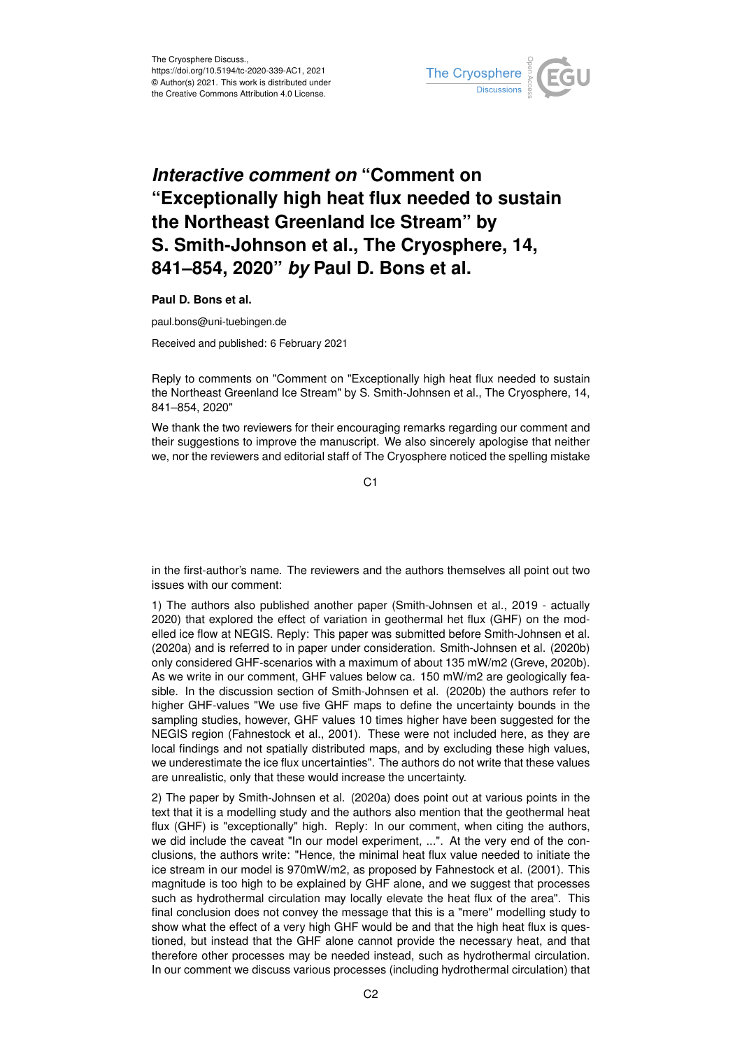The Cryosphere Discuss.,
https://doi.org/10.5194/tc-2020-339-AC1, 2021
© Author(s) 2021. This work is distributed under
the Creative Commons Attribution 4.0 License.

# *Interactive comment on* “Comment on “Exceptionally high heat flux needed to sustain the Northeast Greenland Ice Stream” by S. Smith-Johnson et al., The Cryosphere, 14, 841–854, 2020” *by* Paul D. Bons et al.

**Paul D. Bons et al.**

paul.bons@uni-tuebingen.de

Received and published: 6 February 2021

Reply to comments on "Comment on "Exceptionally high heat flux needed to sustain the Northeast Greenland Ice Stream" by S. Smith-Johnsen et al., The Cryosphere, 14, 841–854, 2020"

We thank the two reviewers for their encouraging remarks regarding our comment and their suggestions to improve the manuscript. We also sincerely apologise that neither we, nor the reviewers and editorial staff of The Cryosphere noticed the spelling mistake in the first-author's name. The reviewers and the authors themselves all point out two issues with our comment:

1) The authors also published another paper (Smith-Johnsen et al., 2019 - actually 2020) that explored the effect of variation in geothermal het flux (GHF) on the modelled ice flow at NEGIS. Reply: This paper was submitted before Smith-Johnsen et al. (2020a) and is referred to in paper under consideration. Smith-Johnsen et al. (2020b) only considered GHF-scenarios with a maximum of about 135 mW/m2 (Greve, 2020b). As we write in our comment, GHF values below ca. 150 mW/m2 are geologically feasible. In the discussion section of Smith-Johnsen et al. (2020b) the authors refer to higher GHF-values "We use five GHF maps to define the uncertainty bounds in the sampling studies, however, GHF values 10 times higher have been suggested for the NEGIS region (Fahnestock et al., 2001). These were not included here, as they are local findings and not spatially distributed maps, and by excluding these high values, we underestimate the ice flux uncertainties". The authors do not write that these values are unrealistic, only that these would increase the uncertainty.

2) The paper by Smith-Johnsen et al. (2020a) does point out at various points in the text that it is a modelling study and the authors also mention that the geothermal heat flux (GHF) is "exceptionally" high. Reply: In our comment, when citing the authors, we did include the caveat "In our model experiment, ...". At the very end of the conclusions, the authors write: "Hence, the minimal heat flux value needed to initiate the ice stream in our model is 970mW/m2, as proposed by Fahnestock et al. (2001). This magnitude is too high to be explained by GHF alone, and we suggest that processes such as hydrothermal circulation may locally elevate the heat flux of the area". This final conclusion does not convey the message that this is a "mere" modelling study to show what the effect of a very high GHF would be and that the high heat flux is questioned, but instead that the GHF alone cannot provide the necessary heat, and that therefore other processes may be needed instead, such as hydrothermal circulation. In our comment we discuss various processes (including hydrothermal circulation) that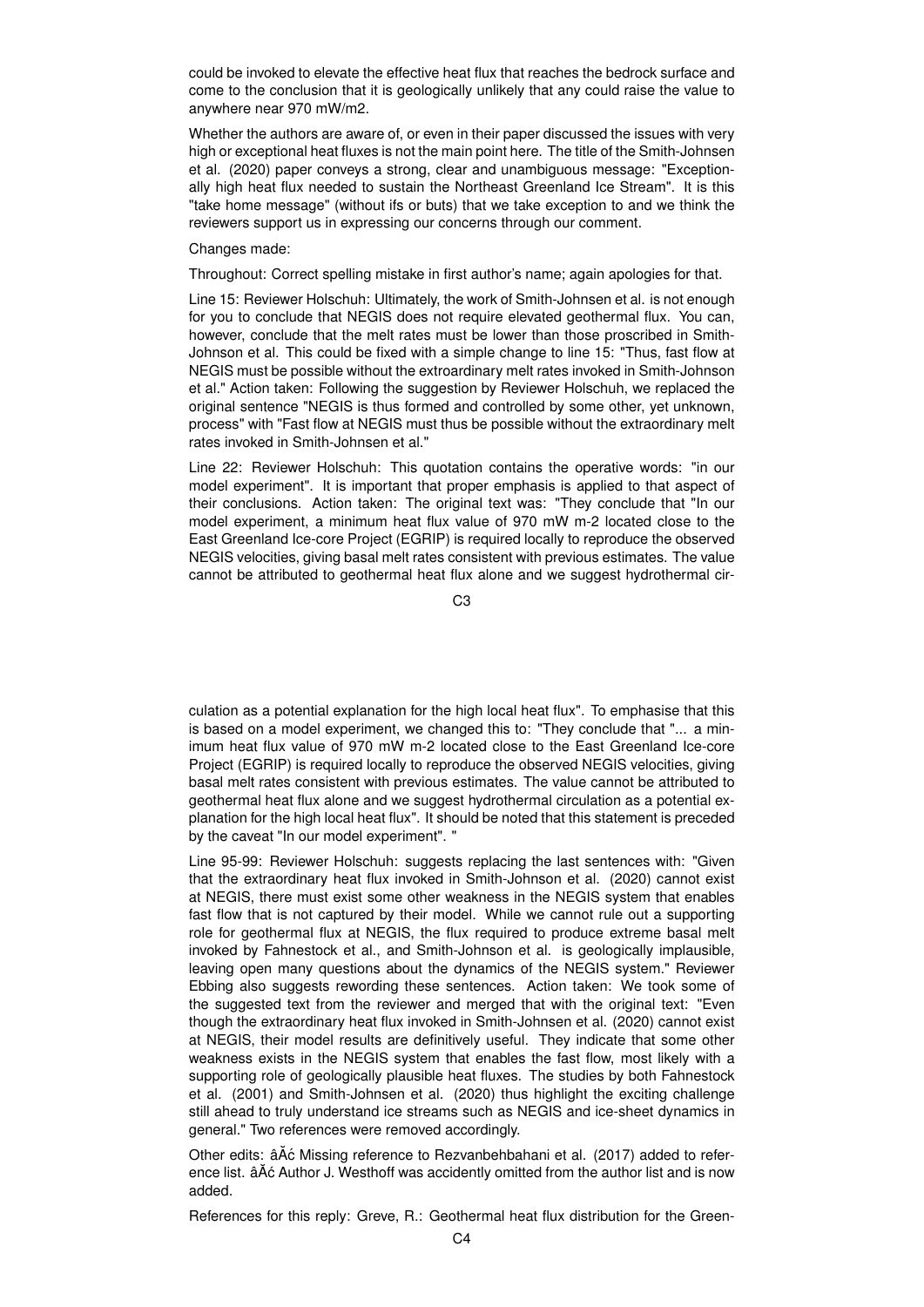could be invoked to elevate the effective heat flux that reaches the bedrock surface and come to the conclusion that it is geologically unlikely that any could raise the value to anywhere near 970 mW/m2.

Whether the authors are aware of, or even in their paper discussed the issues with very high or exceptional heat fluxes is not the main point here. The title of the Smith-Johnsen et al. (2020) paper conveys a strong, clear and unambiguous message: "Exceptionally high heat flux needed to sustain the Northeast Greenland Ice Stream". It is this "take home message" (without ifs or buts) that we take exception to and we think the reviewers support us in expressing our concerns through our comment.

Changes made:

Throughout: Correct spelling mistake in first author's name; again apologies for that.

Line 15: Reviewer Holschuh: Ultimately, the work of Smith-Johnsen et al. is not enough for you to conclude that NEGIS does not require elevated geothermal flux. You can, however, conclude that the melt rates must be lower than those proscribed in Smith-Johnson et al. This could be fixed with a simple change to line 15: "Thus, fast flow at NEGIS must be possible without the extraordinary melt rates invoked in Smith-Johnson et al." Action taken: Following the suggestion by Reviewer Holschuh, we replaced the original sentence "NEGIS is thus formed and controlled by some other, yet unknown, process" with "Fast flow at NEGIS must thus be possible without the extraordinary melt rates invoked in Smith-Johnsen et al."

Line 22: Reviewer Holschuh: This quotation contains the operative words: "in our model experiment". It is important that proper emphasis is applied to that aspect of their conclusions. Action taken: The original text was: "They conclude that "In our model experiment, a minimum heat flux value of 970 mW m-2 located close to the East Greenland Ice-core Project (EGRIP) is required locally to reproduce the observed NEGIS velocities, giving basal melt rates consistent with previous estimates. The value cannot be attributed to geothermal heat flux alone and we suggest hydrothermal circulation as a potential explanation for the high local heat flux". To emphasise that this is based on a model experiment, we changed this to: "They conclude that "... a minimum heat flux value of 970 mW m-2 located close to the East Greenland Ice-core Project (EGRIP) is required locally to reproduce the observed NEGIS velocities, giving basal melt rates consistent with previous estimates. The value cannot be attributed to geothermal heat flux alone and we suggest hydrothermal circulation as a potential explanation for the high local heat flux". It should be noted that this statement is preceded by the caveat "In our model experiment". "

Line 95-99: Reviewer Holschuh: suggests replacing the last sentences with: "Given that the extraordinary heat flux invoked in Smith-Johnson et al. (2020) cannot exist at NEGIS, there must exist some other weakness in the NEGIS system that enables fast flow that is not captured by their model. While we cannot rule out a supporting role for geothermal flux at NEGIS, the flux required to produce extreme basal melt invoked by Fahnestock et al., and Smith-Johnson et al. is geologically implausible, leaving open many questions about the dynamics of the NEGIS system." Reviewer Ebbing also suggests rewording these sentences. Action taken: We took some of the suggested text from the reviewer and merged that with the original text: "Even though the extraordinary heat flux invoked in Smith-Johnsen et al. (2020) cannot exist at NEGIS, their model results are definitively useful. They indicate that some other weakness exists in the NEGIS system that enables the fast flow, most likely with a supporting role of geologically plausible heat fluxes. The studies by both Fahnestock et al. (2001) and Smith-Johnsen et al. (2020) thus highlight the exciting challenge still ahead to truly understand ice streams such as NEGIS and ice-sheet dynamics in general." Two references were removed accordingly.

Other edits: âĂć Missing reference to Rezvanbehbahani et al. (2017) added to reference list. âĂć Author J. Westhoff was accidently omitted from the author list and is now added.

References for this reply: Greve, R.: Geothermal heat flux distribution for the Green-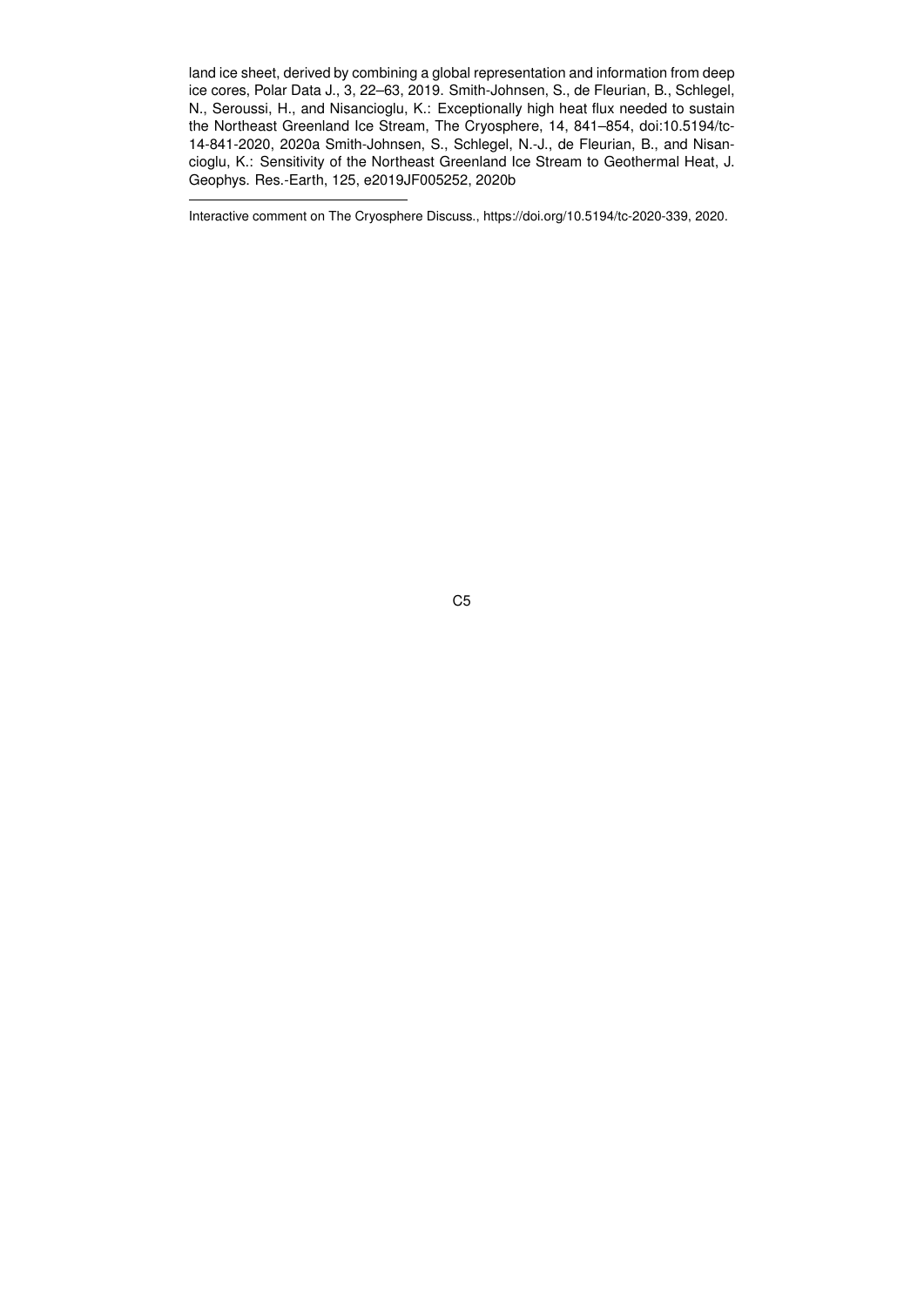land ice sheet, derived by combining a global representation and information from deep ice cores, Polar Data J., 3, 22–63, 2019. Smith-Johnsen, S., de Fleurian, B., Schlegel, N., Seroussi, H., and Nisancioglu, K.: Exceptionally high heat flux needed to sustain the Northeast Greenland Ice Stream, The Cryosphere, 14, 841–854, doi:10.5194/tc-14-841-2020, 2020a Smith-Johnsen, S., Schlegel, N.-J., de Fleurian, B., and Nisancioglu, K.: Sensitivity of the Northeast Greenland Ice Stream to Geothermal Heat, J. Geophys. Res.-Earth, 125, e2019JF005252, 2020b

---

Interactive comment on The Cryosphere Discuss., https://doi.org/10.5194/tc-2020-339, 2020.